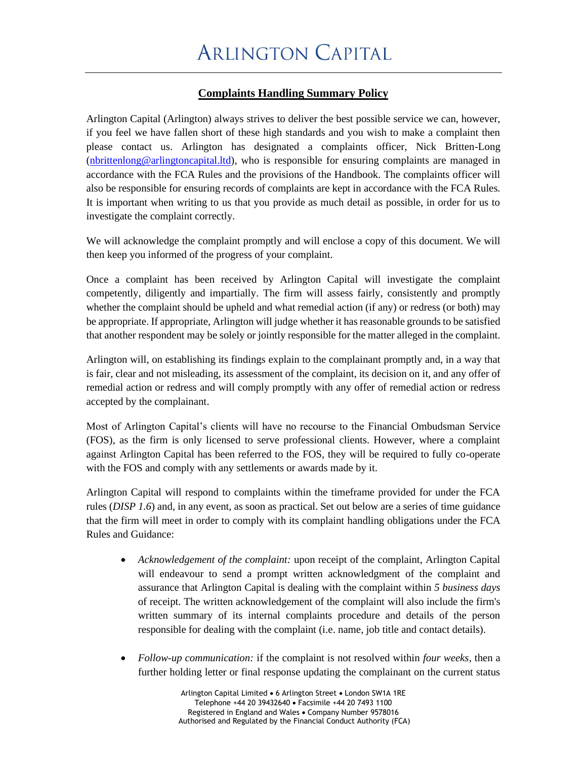# ARLINGTON CAPITAL

## Complaints Handling Summary Policy

Arlington Capital (Arlington) always strives to deliver the best possible service we can, however, if you feel we have fallen short of these high standards and you wish to make a complaint then please contact us. Arlington has designated a complaints officer, Nick Britten-Long ([nbrittenlong@arlingtoncapital.ltd](mailto:nbrittenlong@arlingtoncapital.ltd)), who is responsible for ensuring complaints are managed in accordance with the FCA Rules and the provisions of the Handbook. The complaints officer will also be responsible for ensuring records of complaints are kept in accordance with the FCA Rules. It is important when writing to us that you provide as much detail as possible, in order for us to investigate the complaint correctly.

We will acknowledge the complaint promptly and will enclose a copy of this document. We will then keep you informed of the progress of your complaint.

Once a complaint has been received by Arlington Capital will investigate the complaint competently, diligently and impartially. The firm will assess fairly, consistently and promptly whether the complaint should be upheld and what remedial action (if any) or redress (or both) may be appropriate. If appropriate, Arlington will judge whether it has reasonable grounds to be satisfied that another respondent may be solely or jointly responsible for the matter alleged in the complaint.

Arlington will, on establishing its findings explain to the complainant promptly and, in a way that is fair, clear and not misleading, its assessment of the complaint, its decision on it, and any offer of remedial action or redress and will comply promptly with any offer of remedial action or redress accepted by the complainant.

Most of Arlington Capital's clients will have no recourse to the Financial Ombudsman Service (FOS), as the firm is only licensed to serve professional clients. However, where a complaint against Arlington Capital has been referred to the FOS, they will be required to fully co-operate with the FOS and comply with any settlements or awards made by it.

Arlington Capital will respond to complaints within the timeframe provided for under the FCA rules (*DISP 1.6*) and, in any event, as soon as practical. Set out below are a series of time guidance that the firm will meet in order to comply with its complaint handling obligations under the FCA Rules and Guidance:

- *Acknowledgement of the complaint:* upon receipt of the complaint, Arlington Capital will endeavour to send a prompt written acknowledgment of the complaint and assurance that Arlington Capital is dealing with the complaint within *5 business days* of receipt. The written acknowledgement of the complaint will also include the firm's written summary of its internal complaints procedure and details of the person responsible for dealing with the complaint (i.e. name, job title and contact details).

- *Follow-up communication:* if the complaint is not resolved within *four weeks*, then a further holding letter or final response updating the complainant on the current status

Arlington Capital Limited • 6 Arlington Street • London SW1A 1RE
Telephone +44 20 39432640 • Facsimile +44 20 7493 1100
Registered in England and Wales • Company Number 9578016
Authorised and Regulated by the Financial Conduct Authority (FCA)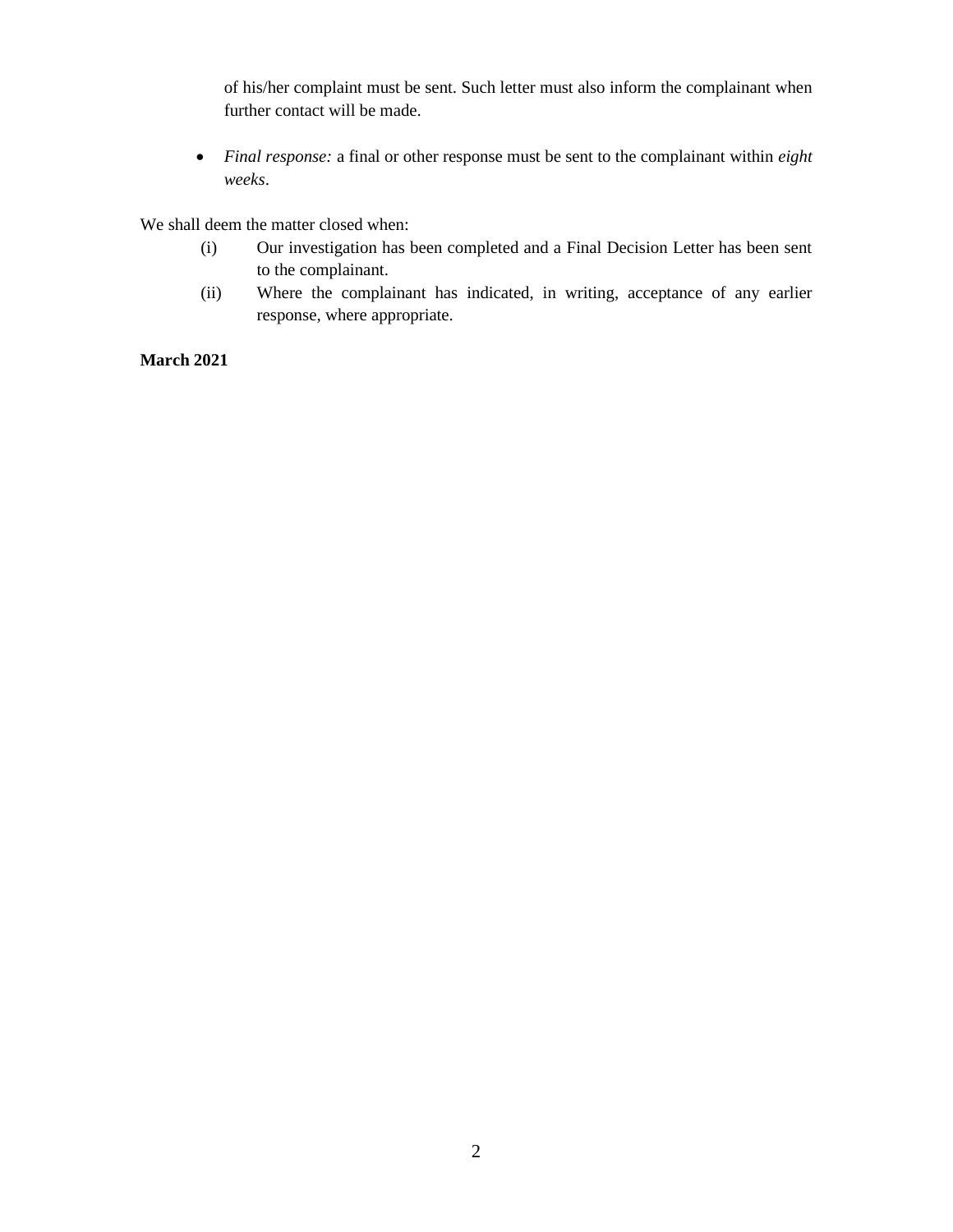of his/her complaint must be sent. Such letter must also inform the complainant when further contact will be made.

- *Final response:* a final or other response must be sent to the complainant within *eight weeks*.

We shall deem the matter closed when:

(i) Our investigation has been completed and a Final Decision Letter has been sent to the complainant.

(ii) Where the complainant has indicated, in writing, acceptance of any earlier response, where appropriate.

**March 2021**